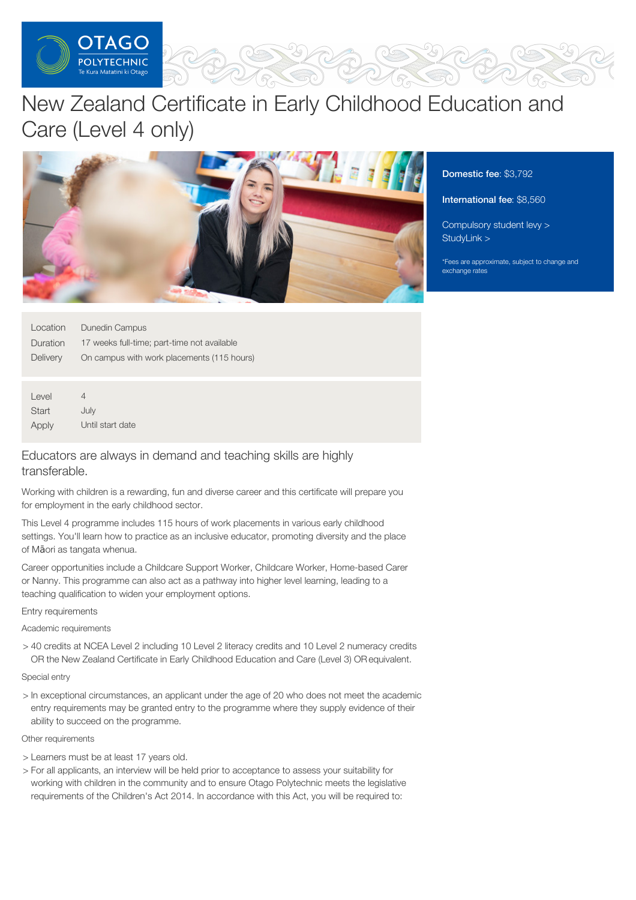# New Zealand Certificate in Early Childhood Education and Care (Level 4 only)

**Domestic fee**: $3,792

**International fee**: $8,560

Compulsory student levy >
StudyLink >

*Fees are approximate, subject to change and exchange rates

| | |
|---|---|
| Location | Dunedin Campus |
| Duration | 17 weeks full-time; part-time not available |
| Delivery | On campus with work placements (115 hours) |

| | |
|---|---|
| Level | 4 |
| Start | July |
| Apply | Until start date |

## Educators are always in demand and teaching skills are highly transferable.

Working with children is a rewarding, fun and diverse career and this certificate will prepare you for employment in the early childhood sector.

This Level 4 programme includes 115 hours of work placements in various early childhood settings. You'll learn how to practice as an inclusive educator, promoting diversity and the place of Māori as tangata whenua.

Career opportunities include a Childcare Support Worker, Childcare Worker, Home-based Carer or Nanny. This programme can also act as a pathway into higher level learning, leading to a teaching qualification to widen your employment options.

Entry requirements

Academic requirements

- 40 credits at NCEA Level 2 including 10 Level 2 literacy credits and 10 Level 2 numeracy credits OR the New Zealand Certificate in Early Childhood Education and Care (Level 3) OR equivalent.

Special entry

- In exceptional circumstances, an applicant under the age of 20 who does not meet the academic entry requirements may be granted entry to the programme where they supply evidence of their ability to succeed on the programme.

Other requirements

- Learners must be at least 17 years old.
- For all applicants, an interview will be held prior to acceptance to assess your suitability for working with children in the community and to ensure Otago Polytechnic meets the legislative requirements of the Children's Act 2014. In accordance with this Act, you will be required to: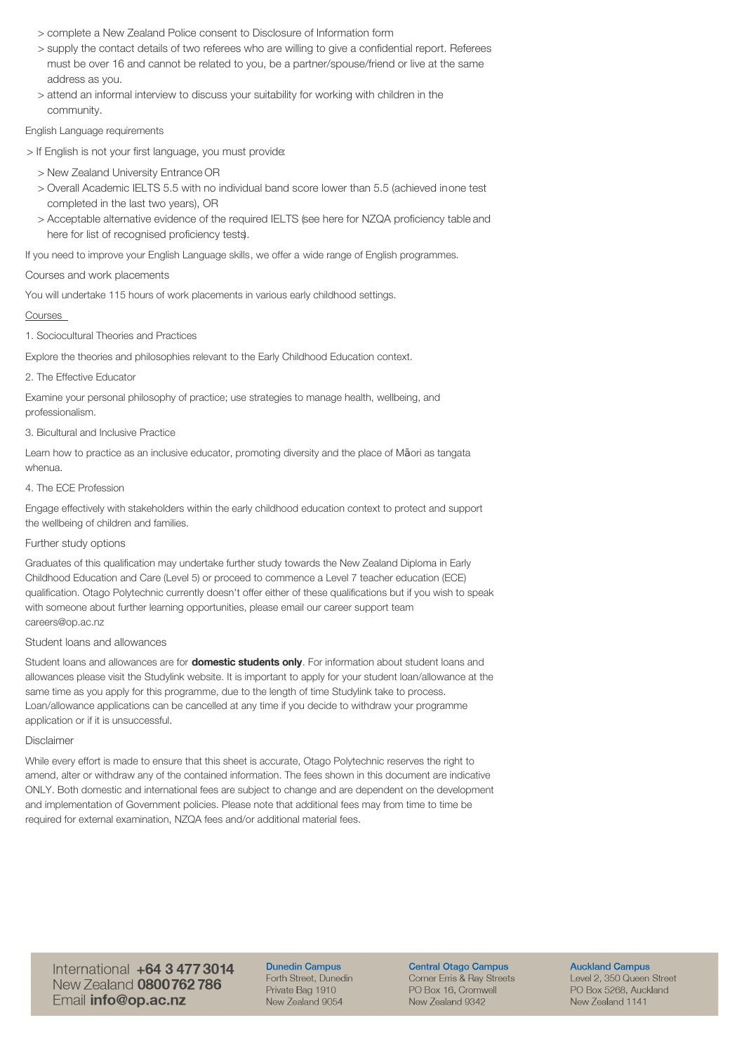- > complete a New Zealand Police consent to Disclosure of Information form
- > supply the contact details of two referees who are willing to give a confidential report. Referees must be over 16 and cannot be related to you, be a partner/spouse/friend or live at the same address as you.
- > attend an informal interview to discuss your suitability for working with children in the community.

English Language requirements

> If English is not your first language, you must provide:

- > New Zealand University Entrance OR
- > Overall Academic IELTS 5.5 with no individual band score lower than 5.5 (achieved in one test completed in the last two years), OR
- > Acceptable alternative evidence of the required IELTS (see here for NZQA proficiency table and here for list of recognised proficiency tests).

If you need to improve your English Language skills, we offer a wide range of English programmes.

## Courses and work placements

You will undertake 115 hours of work placements in various early childhood settings.

Courses

1. Sociocultural Theories and Practices

Explore the theories and philosophies relevant to the Early Childhood Education context.

2. The Effective Educator

Examine your personal philosophy of practice; use strategies to manage health, wellbeing, and professionalism.

3. Bicultural and Inclusive Practice

Learn how to practice as an inclusive educator, promoting diversity and the place of Māori as tangata whenua.

4. The ECE Profession

Engage effectively with stakeholders within the early childhood education context to protect and support the wellbeing of children and families.

## Further study options

Graduates of this qualification may undertake further study towards the New Zealand Diploma in Early Childhood Education and Care (Level 5) or proceed to commence a Level 7 teacher education (ECE) qualification. Otago Polytechnic currently doesn't offer either of these qualifications but if you wish to speak with someone about further learning opportunities, please email our career support team careers@op.ac.nz

## Student loans and allowances

Student loans and allowances are for **domestic students only**. For information about student loans and allowances please visit the Studylink website. It is important to apply for your student loan/allowance at the same time as you apply for this programme, due to the length of time Studylink take to process. Loan/allowance applications can be cancelled at any time if you decide to withdraw your programme application or if it is unsuccessful.

## Disclaimer

While every effort is made to ensure that this sheet is accurate, Otago Polytechnic reserves the right to amend, alter or withdraw any of the contained information. The fees shown in this document are indicative ONLY. Both domestic and international fees are subject to change and are dependent on the development and implementation of Government policies. Please note that additional fees may from time to time be required for external examination, NZQA fees and/or additional material fees.

International **+64 3 477 3014**
New Zealand **0800 762 786**
Email **info@op.ac.nz**

**Dunedin Campus**
Forth Street, Dunedin
Private Bag 1910
New Zealand 9054

**Central Otago Campus**
Corner Erris & Ray Streets
PO Box 16, Cromwell
New Zealand 9342

**Auckland Campus**
Level 2, 350 Queen Street
PO Box 5268, Auckland
New Zealand 1141